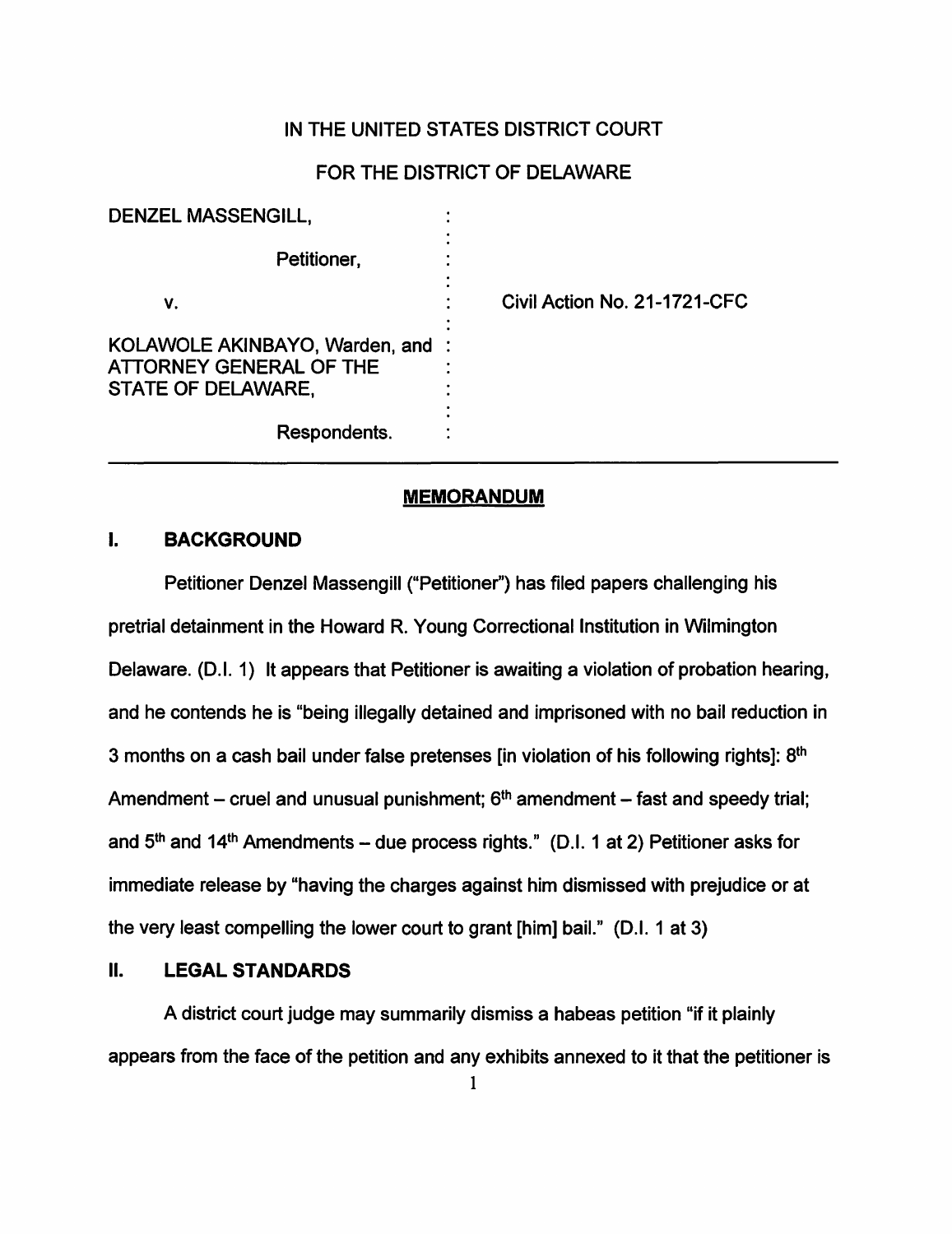# IN THE UNITED STATES DISTRICT COURT

# FOR THE DISTRICT OF DELAWARE

| | | |
|---|---|---|
| DENZEL MASSENGILL, | : | |
| Petitioner, | : | |
| v. | : | Civil Action No. 21-1721-CFC |
| KOLAWOLE AKINBAYO, Warden, and ATTORNEY GENERAL OF THE STATE OF DELAWARE, | : | |
| Respondents. | : | |

## MEMORANDUM

## I. BACKGROUND

Petitioner Denzel Massengill ("Petitioner") has filed papers challenging his pretrial detainment in the Howard R. Young Correctional Institution in Wilmington Delaware. (D.I. 1) It appears that Petitioner is awaiting a violation of probation hearing, and he contends he is "being illegally detained and imprisoned with no bail reduction in 3 months on a cash bail under false pretenses [in violation of his following rights]: 8th Amendment – cruel and unusual punishment; 6th amendment – fast and speedy trial; and 5th and 14th Amendments – due process rights." (D.I. 1 at 2) Petitioner asks for immediate release by "having the charges against him dismissed with prejudice or at the very least compelling the lower court to grant [him] bail." (D.I. 1 at 3)

## II. LEGAL STANDARDS

A district court judge may summarily dismiss a habeas petition "if it plainly appears from the face of the petition and any exhibits annexed to it that the petitioner is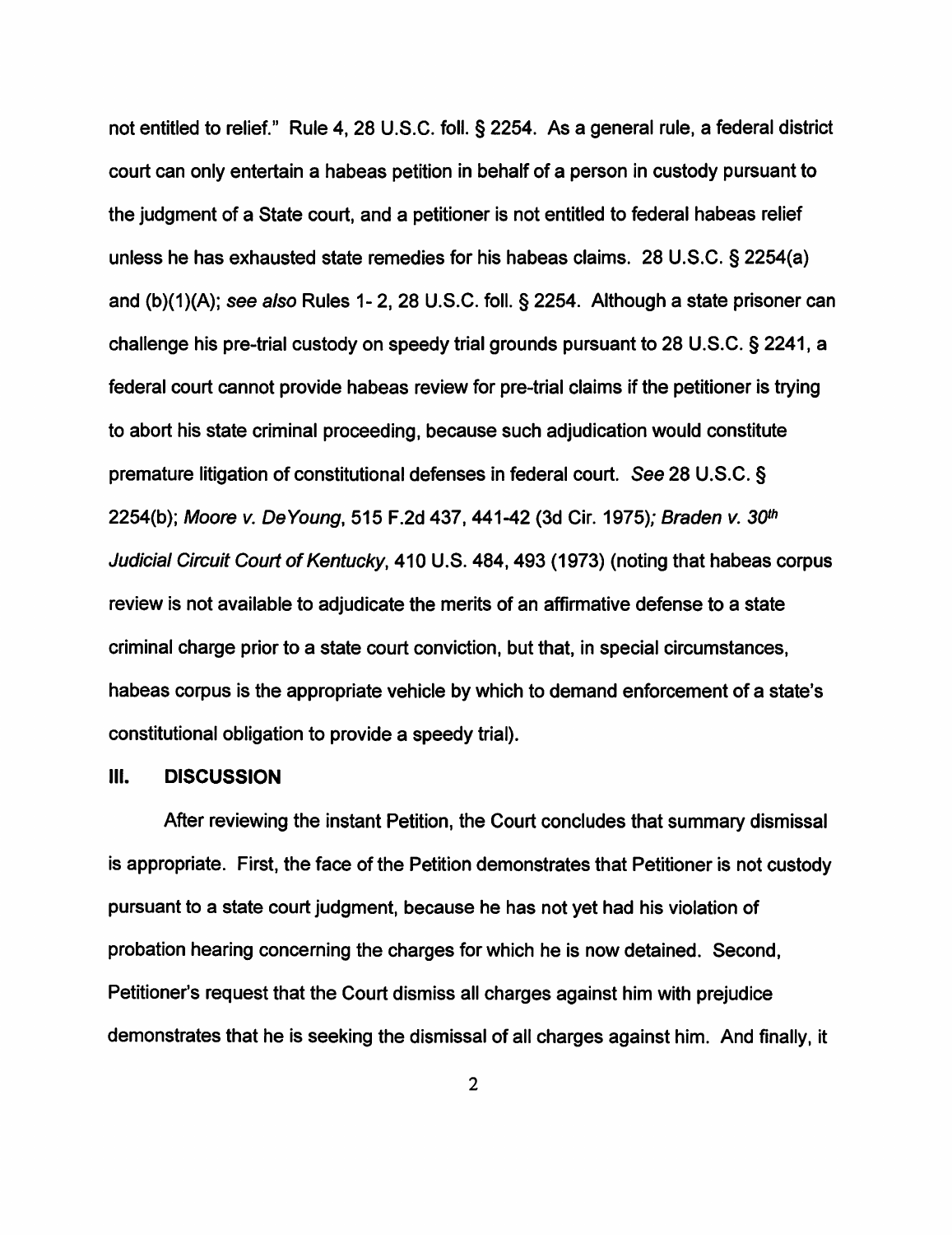not entitled to relief." Rule 4, 28 U.S.C. foll. § 2254. As a general rule, a federal district court can only entertain a habeas petition in behalf of a person in custody pursuant to the judgment of a State court, and a petitioner is not entitled to federal habeas relief unless he has exhausted state remedies for his habeas claims. 28 U.S.C. § 2254(a) and (b)(1)(A); *see also* Rules 1- 2, 28 U.S.C. foll. § 2254. Although a state prisoner can challenge his pre-trial custody on speedy trial grounds pursuant to 28 U.S.C. § 2241, a federal court cannot provide habeas review for pre-trial claims if the petitioner is trying to abort his state criminal proceeding, because such adjudication would constitute premature litigation of constitutional defenses in federal court. *See* 28 U.S.C. § 2254(b); *Moore v. DeYoung*, 515 F.2d 437, 441-42 (3d Cir. 1975); *Braden v. 30th Judicial Circuit Court of Kentucky*, 410 U.S. 484, 493 (1973) (noting that habeas corpus review is not available to adjudicate the merits of an affirmative defense to a state criminal charge prior to a state court conviction, but that, in special circumstances, habeas corpus is the appropriate vehicle by which to demand enforcement of a state's constitutional obligation to provide a speedy trial).

## III. DISCUSSION

After reviewing the instant Petition, the Court concludes that summary dismissal is appropriate. First, the face of the Petition demonstrates that Petitioner is not custody pursuant to a state court judgment, because he has not yet had his violation of probation hearing concerning the charges for which he is now detained. Second, Petitioner's request that the Court dismiss all charges against him with prejudice demonstrates that he is seeking the dismissal of all charges against him. And finally, it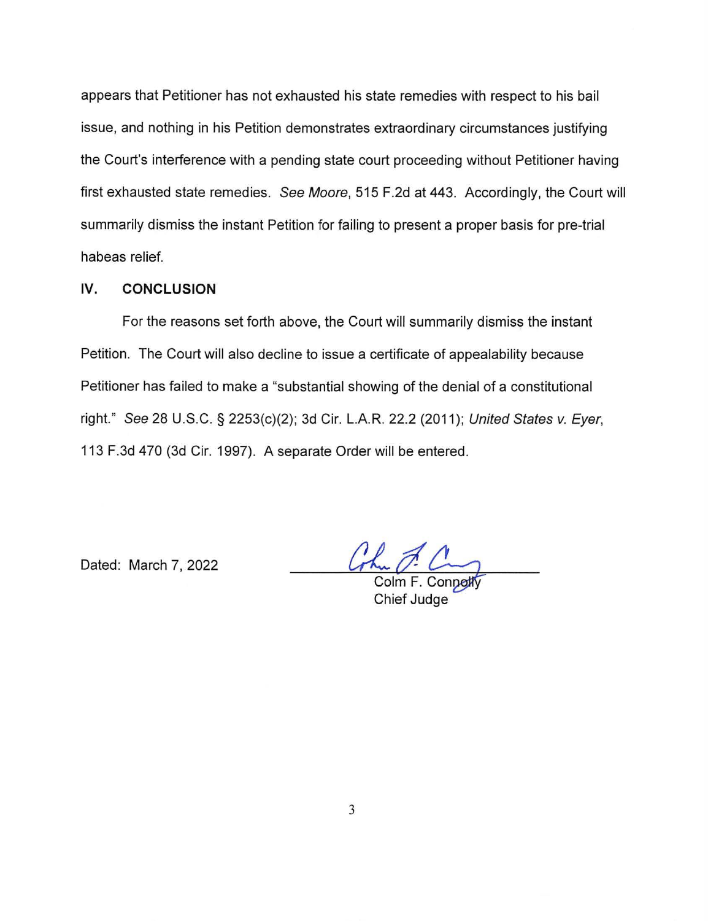appears that Petitioner has not exhausted his state remedies with respect to his bail issue, and nothing in his Petition demonstrates extraordinary circumstances justifying the Court's interference with a pending state court proceeding without Petitioner having first exhausted state remedies. *See Moore*, 515 F.2d at 443. Accordingly, the Court will summarily dismiss the instant Petition for failing to present a proper basis for pre-trial habeas relief.

## IV. CONCLUSION

For the reasons set forth above, the Court will summarily dismiss the instant Petition. The Court will also decline to issue a certificate of appealability because Petitioner has failed to make a "substantial showing of the denial of a constitutional right." *See* 28 U.S.C. § 2253(c)(2); 3d Cir. L.A.R. 22.2 (2011); *United States v. Eyer*, 113 F.3d 470 (3d Cir. 1997). A separate Order will be entered.

Dated: March 7, 2022

Colm F. Connolly
Chief Judge